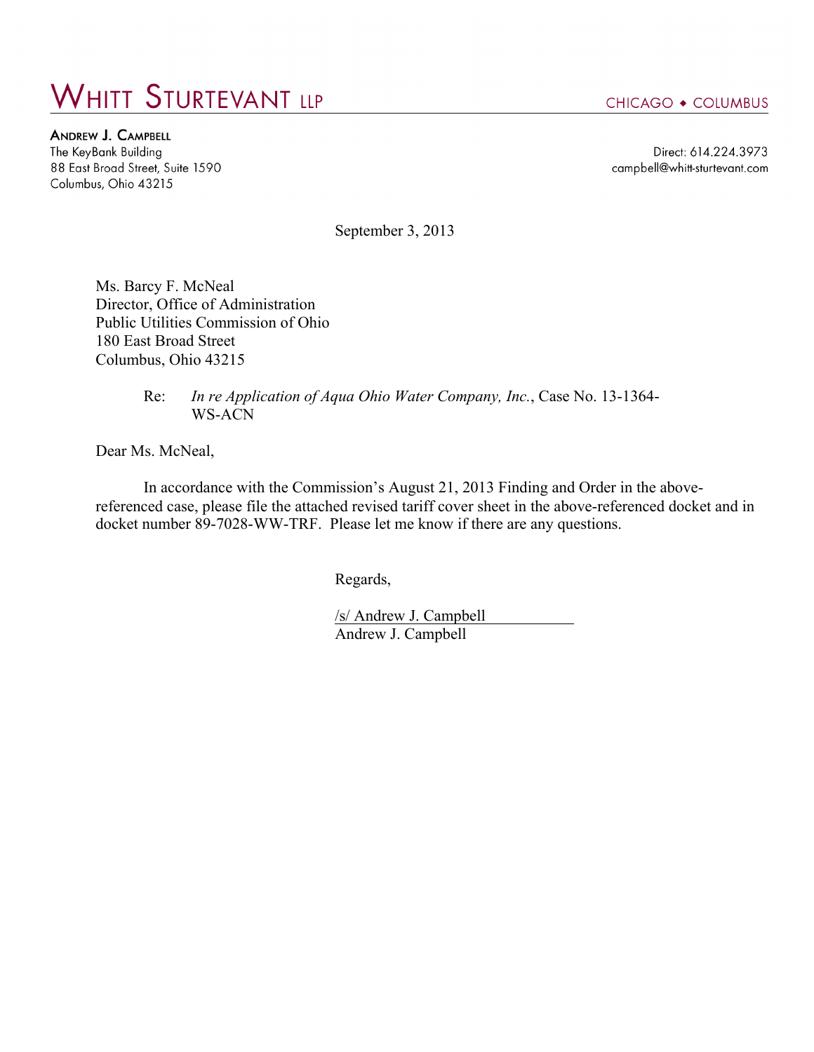# WHITT STURTEVANT LLP

CHICAGO ◆ COLUMBUS

**ANDREW J. CAMPBELL**
The KeyBank Building
88 East Broad Street, Suite 1590
Columbus, Ohio 43215

Direct: 614.224.3973
campbell@whitt-sturtevant.com

September 3, 2013

Ms. Barcy F. McNeal
Director, Office of Administration
Public Utilities Commission of Ohio
180 East Broad Street
Columbus, Ohio 43215

Re: *In re Application of Aqua Ohio Water Company, Inc.*, Case No. 13-1364-WS-ACN

Dear Ms. McNeal,

In accordance with the Commission's August 21, 2013 Finding and Order in the above-referenced case, please file the attached revised tariff cover sheet in the above-referenced docket and in docket number 89-7028-WW-TRF. Please let me know if there are any questions.

Regards,

/s/ Andrew J. Campbell
Andrew J. Campbell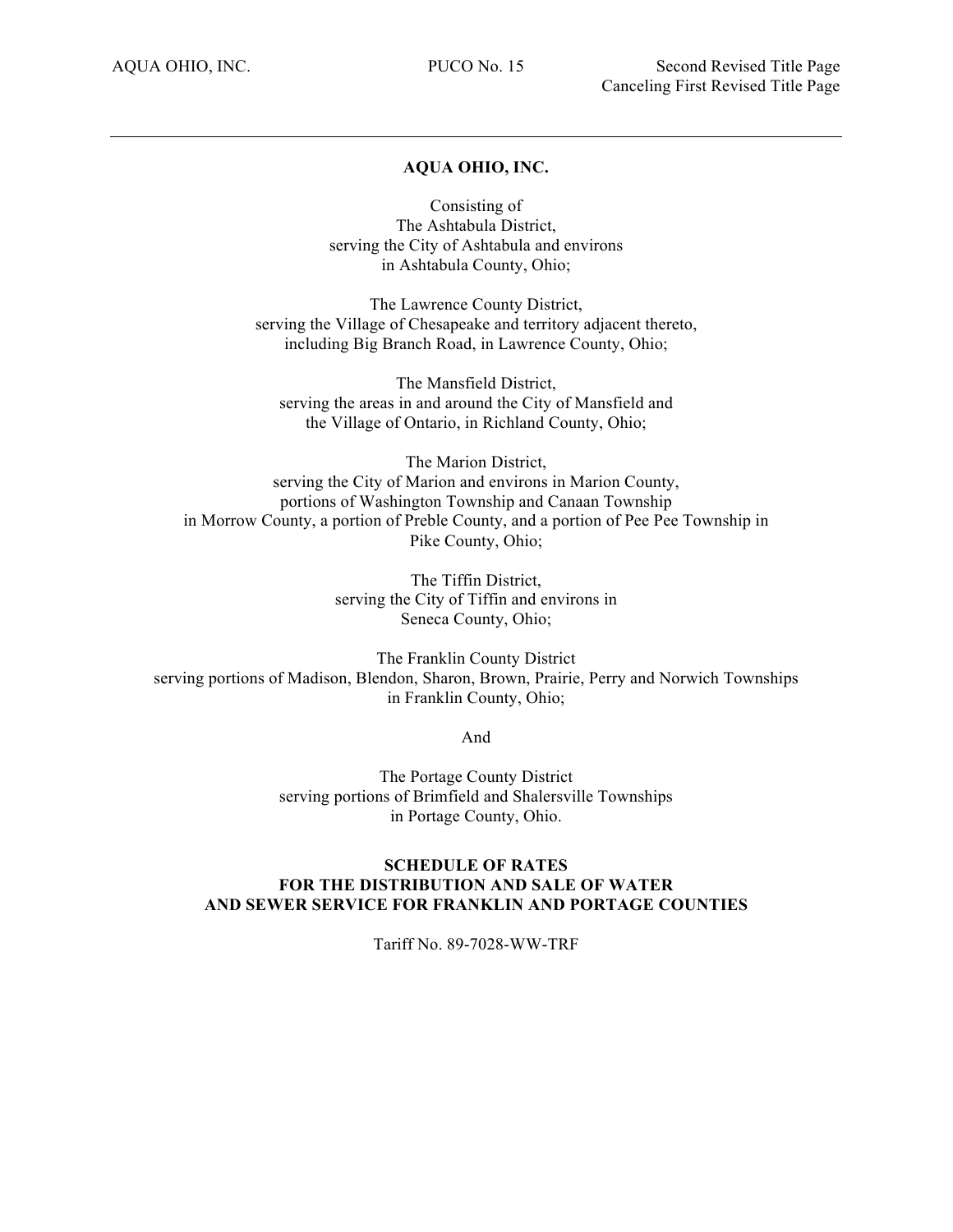**AQUA OHIO, INC.**

Consisting of
The Ashtabula District,
serving the City of Ashtabula and environs
in Ashtabula County, Ohio;

The Lawrence County District,
serving the Village of Chesapeake and territory adjacent thereto,
including Big Branch Road, in Lawrence County, Ohio;

The Mansfield District,
serving the areas in and around the City of Mansfield and
the Village of Ontario, in Richland County, Ohio;

The Marion District,
serving the City of Marion and environs in Marion County,
portions of Washington Township and Canaan Township
in Morrow County, a portion of Preble County, and a portion of Pee Pee Township in
Pike County, Ohio;

The Tiffin District,
serving the City of Tiffin and environs in
Seneca County, Ohio;

The Franklin County District
serving portions of Madison, Blendon, Sharon, Brown, Prairie, Perry and Norwich Townships
in Franklin County, Ohio;

And

The Portage County District
serving portions of Brimfield and Shalersville Townships
in Portage County, Ohio.

**SCHEDULE OF RATES**
**FOR THE DISTRIBUTION AND SALE OF WATER**
**AND SEWER SERVICE FOR FRANKLIN AND PORTAGE COUNTIES**

Tariff No. 89-7028-WW-TRF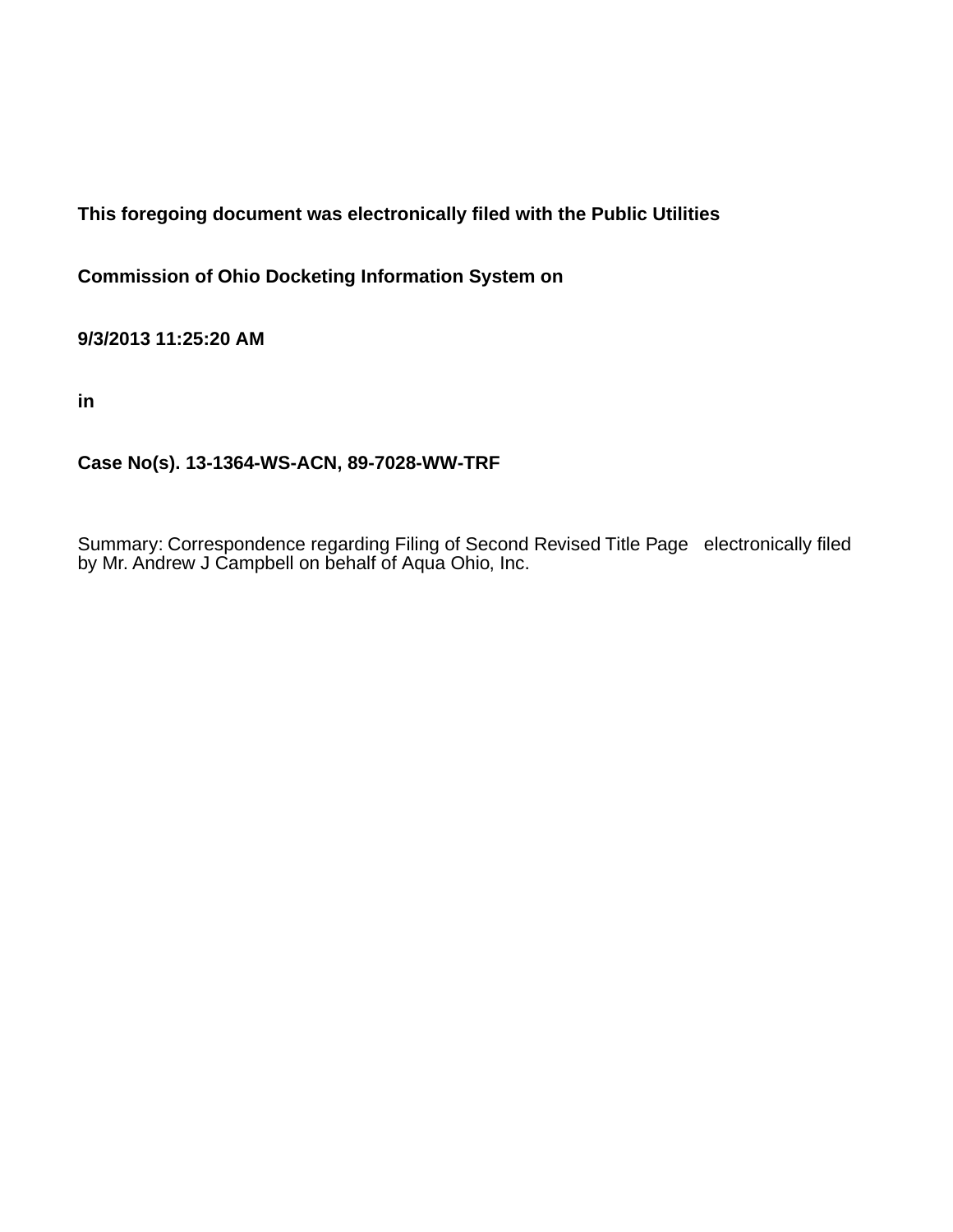**This foregoing document was electronically filed with the Public Utilities**

**Commission of Ohio Docketing Information System on**

**9/3/2013 11:25:20 AM**

**in**

**Case No(s). 13-1364-WS-ACN, 89-7028-WW-TRF**

Summary: Correspondence regarding Filing of Second Revised Title Page electronically filed by Mr. Andrew J Campbell on behalf of Aqua Ohio, Inc.